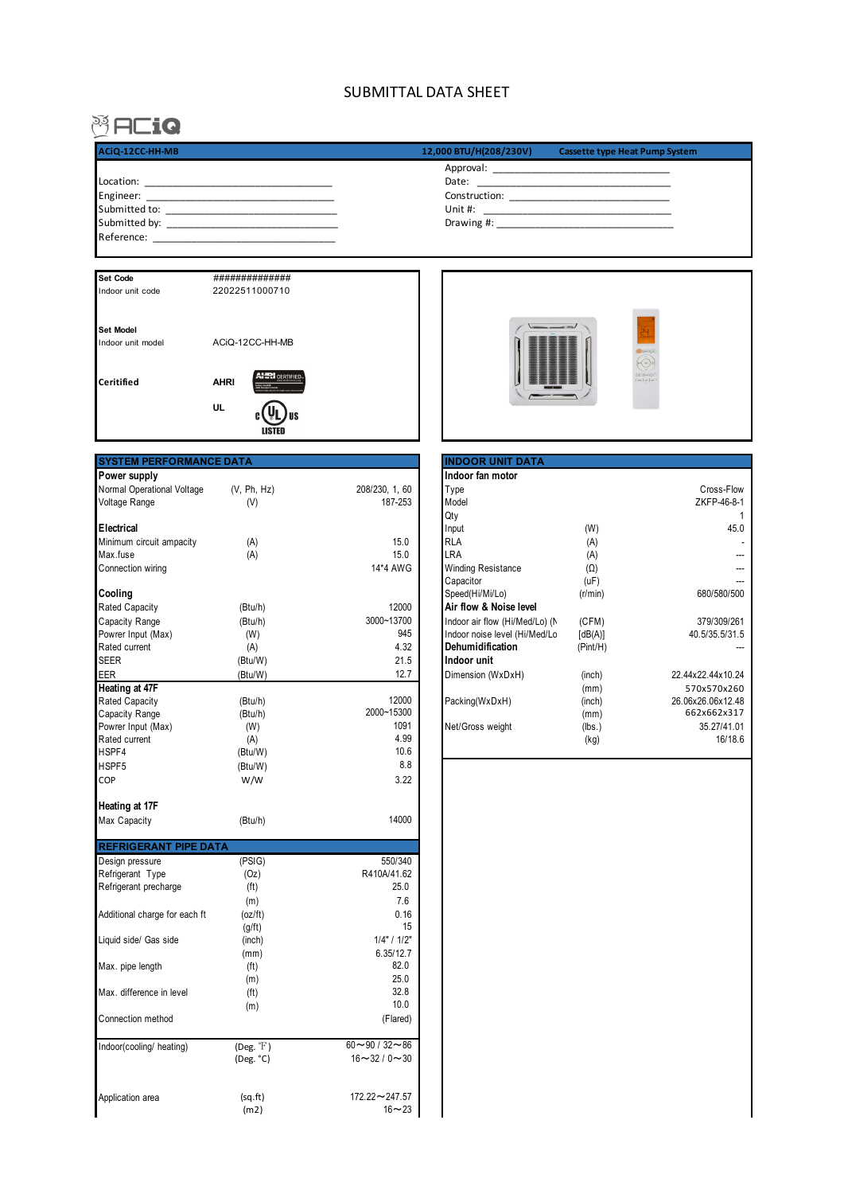# SUBMITTAL DATA SHEET

ACiQ

| ACiQ-12CC-HH-MB | 12,000 BTU/H(208/230V) | Cassette type Heat Pump System |
|---|---|---|

Location: ______________________________
Engineer: ______________________________
Submitted to: ______________________________
Submitted by: ______________________________
Reference: ______________________________

Approval: ______________________________
Date: ______________________________
Construction: ______________________________
Unit #: ______________________________
Drawing #: ______________________________

| | |
|---|---|
| **Set Code** | ############## |
| Indoor unit code | 22022511000710 |
| **Set Model** | |
| Indoor unit model | ACiQ-12CC-HH-MB |
| **Certifified** | **AHRI** CERTIFIED |
| | **UL** c UL us LISTED |

## SYSTEM PERFORMANCE DATA

| | | |
|---|---|---|
| **Power supply** | | |
| Normal Operational Voltage | (V, Ph, Hz) | 208/230, 1, 60 |
| Voltage Range | (V) | 187-253 |
| **Electrical** | | |
| Minimum circuit ampacity | (A) | 15.0 |
| Max.fuse | (A) | 15.0 |
| Connection wiring | | 14*4 AWG |
| **Cooling** | | |
| Rated Capacity | (Btu/h) | 12000 |
| Capacity Range | (Btu/h) | 3000~13700 |
| Powrer Input (Max) | (W) | 945 |
| Rated current | (A) | 4.32 |
| SEER | (Btu/W) | 21.5 |
| EER | (Btu/W) | 12.7 |
| **Heating at 47F** | | |
| Rated Capacity | (Btu/h) | 12000 |
| Capacity Range | (Btu/h) | 2000~15300 |
| Powrer Input (Max) | (W) | 1091 |
| Rated current | (A) | 4.99 |
| HSPF4 | (Btu/W) | 10.6 |
| HSPF5 | (Btu/W) | 8.8 |
| COP | W/W | 3.22 |
| **Heating at 17F** | | |
| Max Capacity | (Btu/h) | 14000 |

## REFRIGERANT PIPE DATA

| | | |
|---|---|---|
| Design pressure | (PSIG) | 550/340 |
| Refrigerant Type | (Oz) | R410A/41.62 |
| Refrigerant precharge | (ft) | 25.0 |
| | (m) | 7.6 |
| Additional charge for each ft | (oz/ft) | 0.16 |
| | (g/ft) | 15 |
| Liquid side/ Gas side | (inch) | 1/4" / 1/2" |
| | (mm) | 6.35/12.7 |
| Max. pipe length | (ft) | 82.0 |
| | (m) | 25.0 |
| Max. difference in level | (ft) | 32.8 |
| | (m) | 10.0 |
| Connection method | | (Flared) |
| Indoor(cooling/ heating) | (Deg. ℉) | 60～90 / 32～86 |
| | (Deg. °C) | 16～32 / 0～30 |
| Application area | (sq.ft) | 172.22～247.57 |
| | (m2) | 16～23 |

## INDOOR UNIT DATA

| | | |
|---|---|---|
| **Indoor fan motor** | | |
| Type | | Cross-Flow |
| Model | | ZKFP-46-8-1 |
| Qty | | 1 |
| Input | (W) | 45.0 |
| RLA | (A) | - |
| LRA | (A) | --- |
| Winding Resistance | (Ω) | --- |
| Capacitor | (uF) | --- |
| Speed(Hi/Mi/Lo) | (r/min) | 680/580/500 |
| **Air flow & Noise level** | | |
| Indoor air flow (Hi/Med/Lo) (N | (CFM) | 379/309/261 |
| Indoor noise level (Hi/Med/Lo | [dB(A)] | 40.5/35.5/31.5 |
| **Dehumidification** | (Pint/H) | --- |
| **Indoor unit** | | |
| Dimension (WxDxH) | (inch) | 22.44x22.44x10.24 |
| | (mm) | 570x570x260 |
| Packing(WxDxH) | (inch) | 26.06x26.06x12.48 |
| | (mm) | 662x662x317 |
| Net/Gross weight | (lbs.) | 35.27/41.01 |
| | (kg) | 16/18.6 |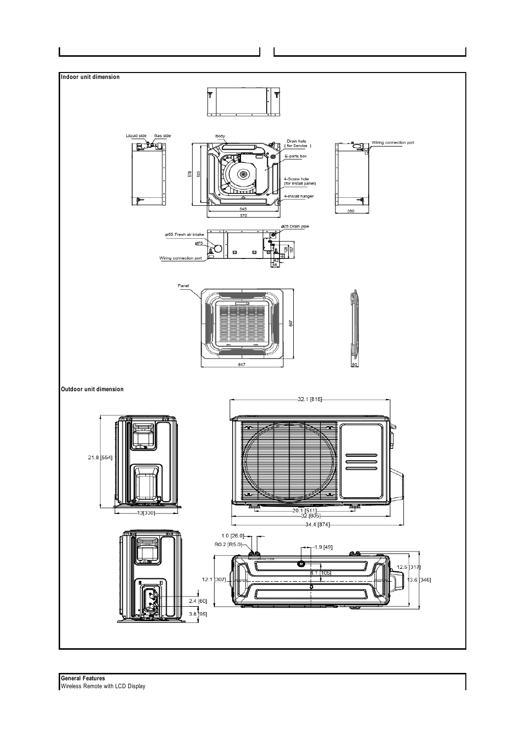**Indoor unit dimension**

Liquid side Gas side

Body

Drain hole ( for Service )

E-parts box

4-Screw hole (for install panel)

4-install hanger

Wiring connection port

570 523 545 570 260

ø65 Fresh air intake

ø75

Wiring connection port

ø25 Drain pipe

126 157 42 68

Panel

647 647 50

**Outdoor unit dimension**

32.1 [815]

21.8 [554]

13[330]

20.1 [511]

32 [805]

34.4 [874]

1.0 [26.0]

R0.2 [R5.0]

1.9 [49]

12.5 [317]

4.1 [105]

12.1 [307]

13.6 [346]

2.4 [60]

3.8 [95]

**General Features**

Wireless Remote with LCD Display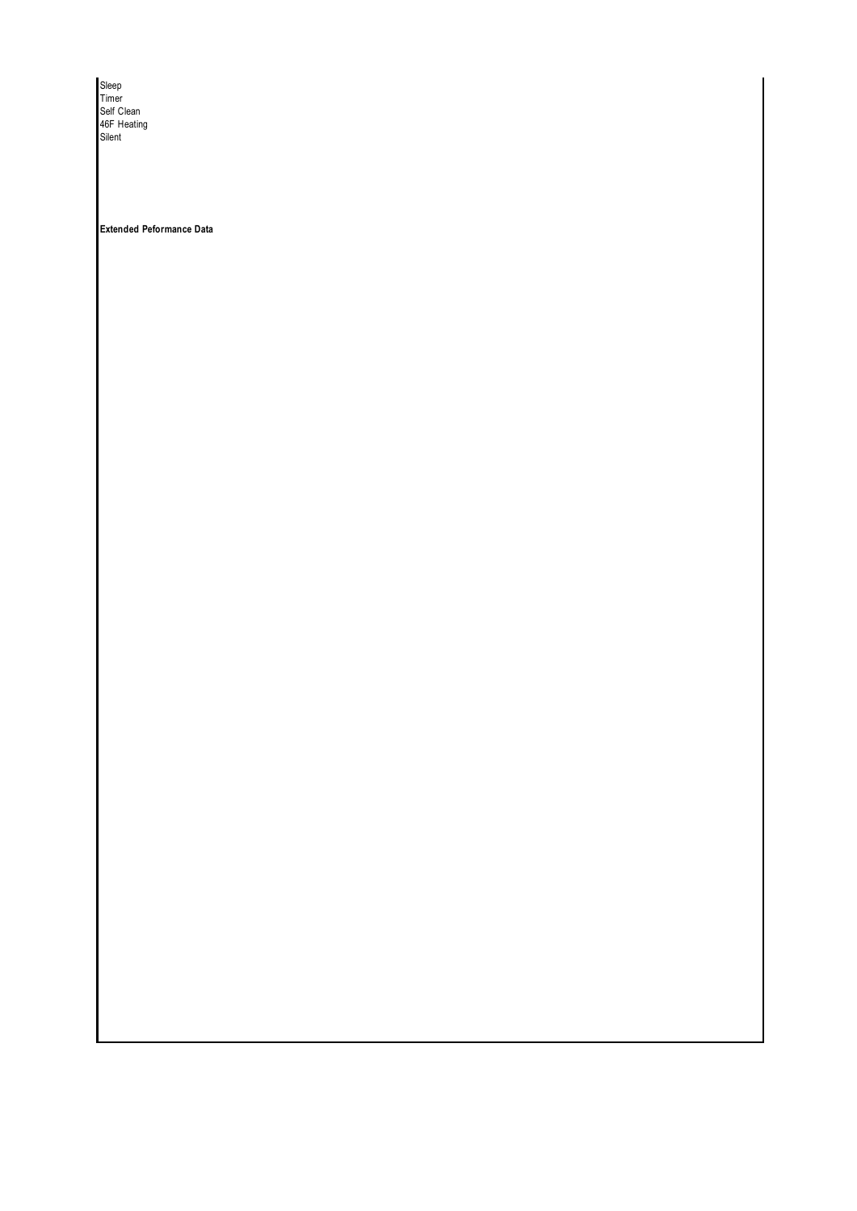Sleep
Timer
Self Clean
46F Heating
Silent

**Extended Peformance Data**